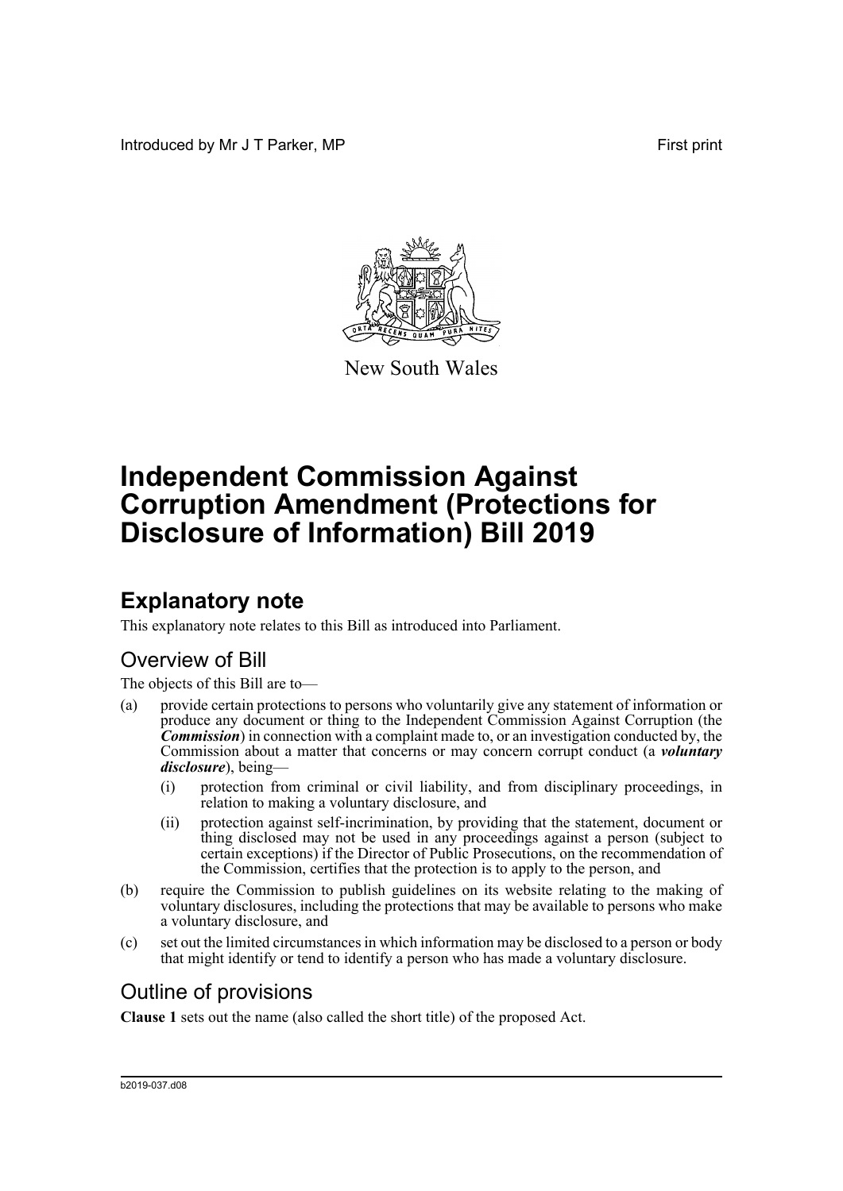Introduced by Mr J T Parker, MP

First print

New South Wales

# Independent Commission Against Corruption Amendment (Protections for Disclosure of Information) Bill 2019

## Explanatory note

This explanatory note relates to this Bill as introduced into Parliament.

### Overview of Bill

The objects of this Bill are to—

(a) provide certain protections to persons who voluntarily give any statement of information or produce any document or thing to the Independent Commission Against Corruption (the ***Commission***) in connection with a complaint made to, or an investigation conducted by, the Commission about a matter that concerns or may concern corrupt conduct (a ***voluntary disclosure***), being—

   (i) protection from criminal or civil liability, and from disciplinary proceedings, in relation to making a voluntary disclosure, and

   (ii) protection against self-incrimination, by providing that the statement, document or thing disclosed may not be used in any proceedings against a person (subject to certain exceptions) if the Director of Public Prosecutions, on the recommendation of the Commission, certifies that the protection is to apply to the person, and

(b) require the Commission to publish guidelines on its website relating to the making of voluntary disclosures, including the protections that may be available to persons who make a voluntary disclosure, and

(c) set out the limited circumstances in which information may be disclosed to a person or body that might identify or tend to identify a person who has made a voluntary disclosure.

### Outline of provisions

**Clause 1** sets out the name (also called the short title) of the proposed Act.

b2019-037.d08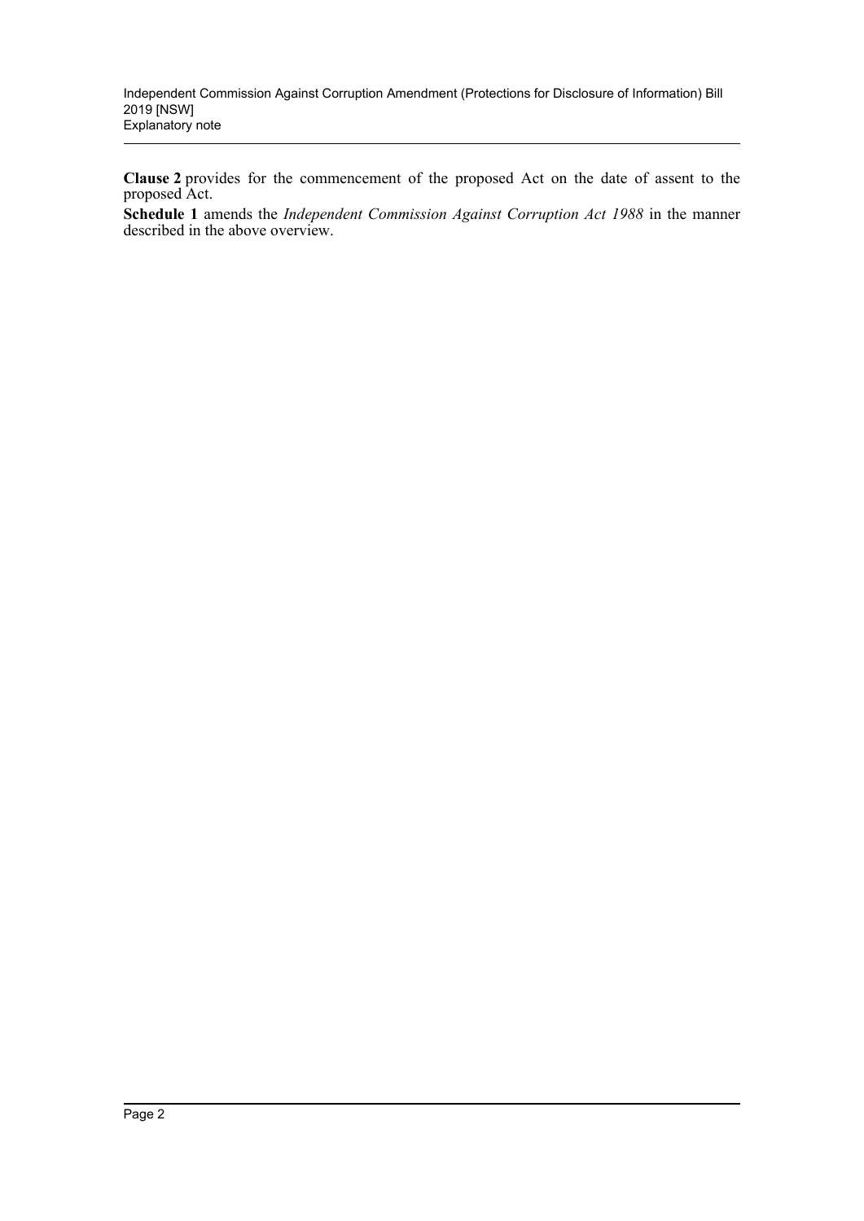**Clause 2** provides for the commencement of the proposed Act on the date of assent to the proposed Act.

**Schedule 1** amends the *Independent Commission Against Corruption Act 1988* in the manner described in the above overview.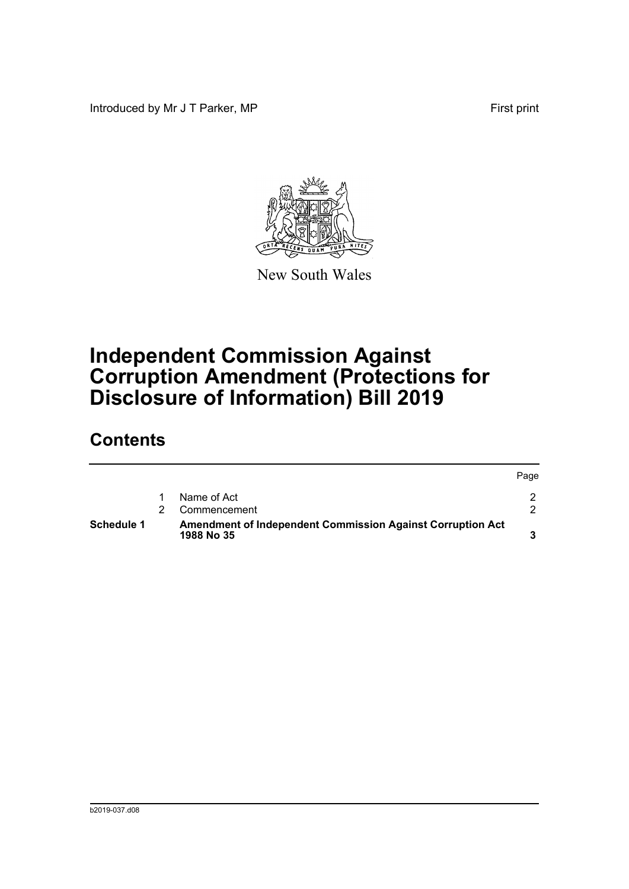Introduced by Mr J T Parker, MP First print

New South Wales

# Independent Commission Against Corruption Amendment (Protections for Disclosure of Information) Bill 2019

## Contents

| | | | Page |
|---|---|---|---|
| | 1 | Name of Act | 2 |
| | 2 | Commencement | 2 |
| **Schedule 1** | | **Amendment of Independent Commission Against Corruption Act 1988 No 35** | **3** |

b2019-037.d08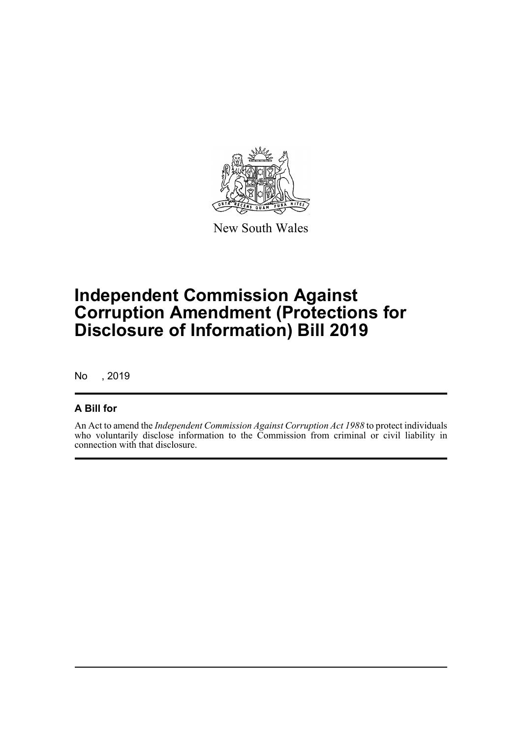New South Wales

# Independent Commission Against Corruption Amendment (Protections for Disclosure of Information) Bill 2019

No , 2019

## A Bill for

An Act to amend the *Independent Commission Against Corruption Act 1988* to protect individuals who voluntarily disclose information to the Commission from criminal or civil liability in connection with that disclosure.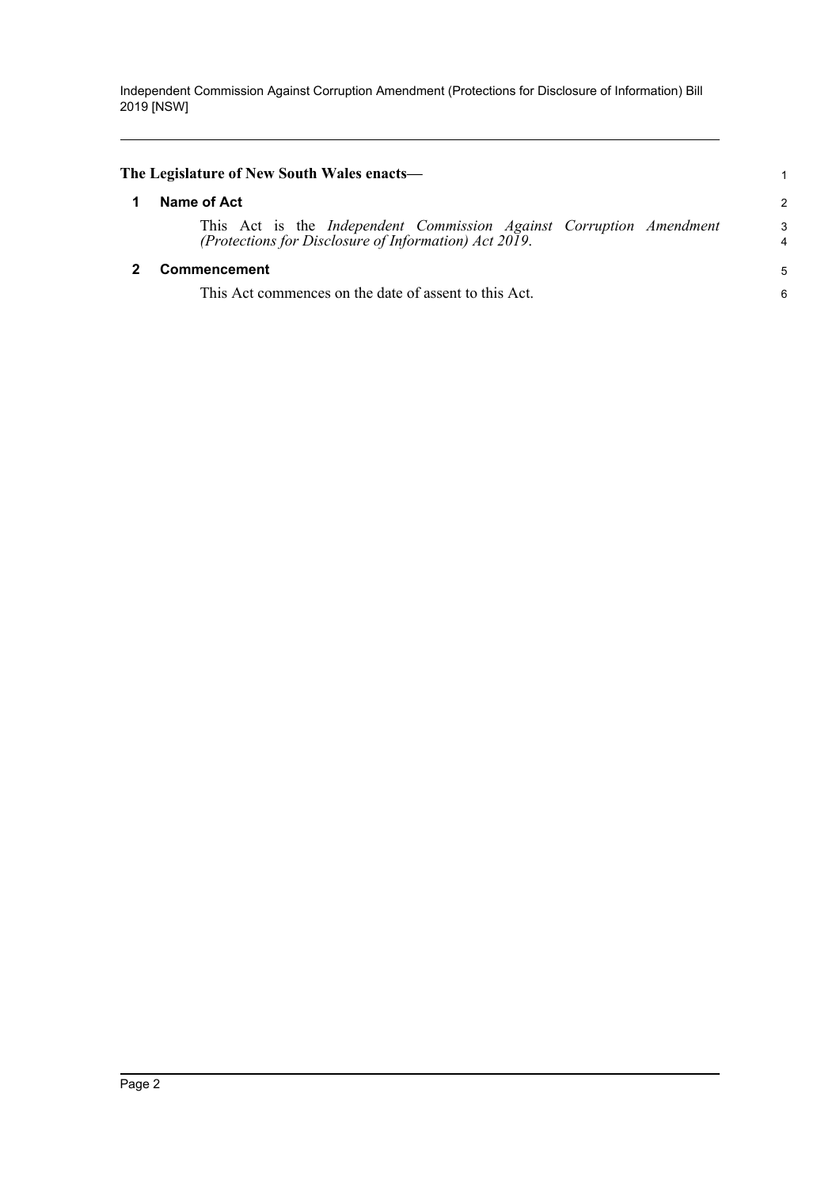**The Legislature of New South Wales enacts—**

## 1 Name of Act

This Act is the *Independent Commission Against Corruption Amendment (Protections for Disclosure of Information) Act 2019*.

## 2 Commencement

This Act commences on the date of assent to this Act.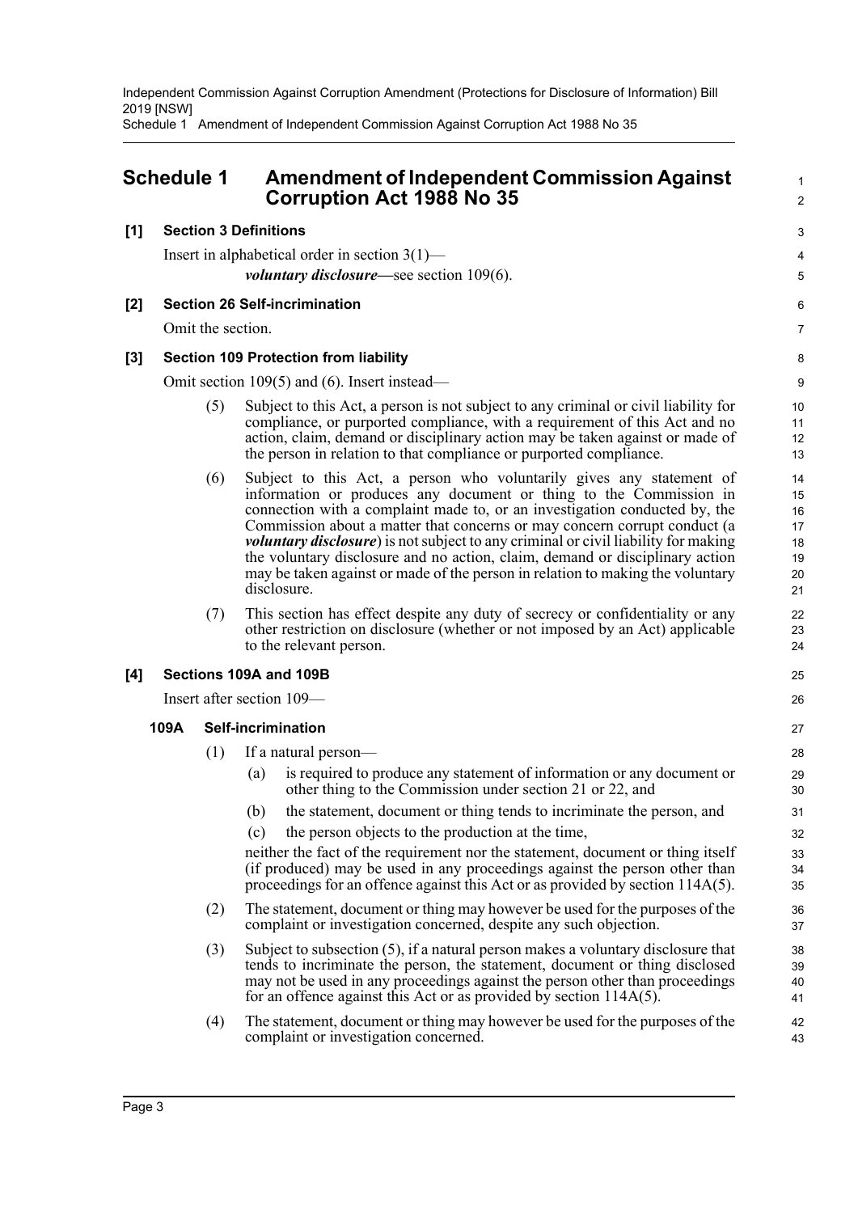## Schedule 1 Amendment of Independent Commission Against Corruption Act 1988 No 35

**[1] Section 3 Definitions**

Insert in alphabetical order in section 3(1)—

***voluntary disclosure***—see section 109(6).

**[2] Section 26 Self-incrimination**

Omit the section.

**[3] Section 109 Protection from liability**

Omit section 109(5) and (6). Insert instead—

(5) Subject to this Act, a person is not subject to any criminal or civil liability for compliance, or purported compliance, with a requirement of this Act and no action, claim, demand or disciplinary action may be taken against or made of the person in relation to that compliance or purported compliance.

(6) Subject to this Act, a person who voluntarily gives any statement of information or produces any document or thing to the Commission in connection with a complaint made to, or an investigation conducted by, the Commission about a matter that concerns or may concern corrupt conduct (a ***voluntary disclosure***) is not subject to any criminal or civil liability for making the voluntary disclosure and no action, claim, demand or disciplinary action may be taken against or made of the person in relation to making the voluntary disclosure.

(7) This section has effect despite any duty of secrecy or confidentiality or any other restriction on disclosure (whether or not imposed by an Act) applicable to the relevant person.

**[4] Sections 109A and 109B**

Insert after section 109—

**109A Self-incrimination**

(1) If a natural person—

(a) is required to produce any statement of information or any document or other thing to the Commission under section 21 or 22, and

(b) the statement, document or thing tends to incriminate the person, and

(c) the person objects to the production at the time,

neither the fact of the requirement nor the statement, document or thing itself (if produced) may be used in any proceedings against the person other than proceedings for an offence against this Act or as provided by section 114A(5).

(2) The statement, document or thing may however be used for the purposes of the complaint or investigation concerned, despite any such objection.

(3) Subject to subsection (5), if a natural person makes a voluntary disclosure that tends to incriminate the person, the statement, document or thing disclosed may not be used in any proceedings against the person other than proceedings for an offence against this Act or as provided by section 114A(5).

(4) The statement, document or thing may however be used for the purposes of the complaint or investigation concerned.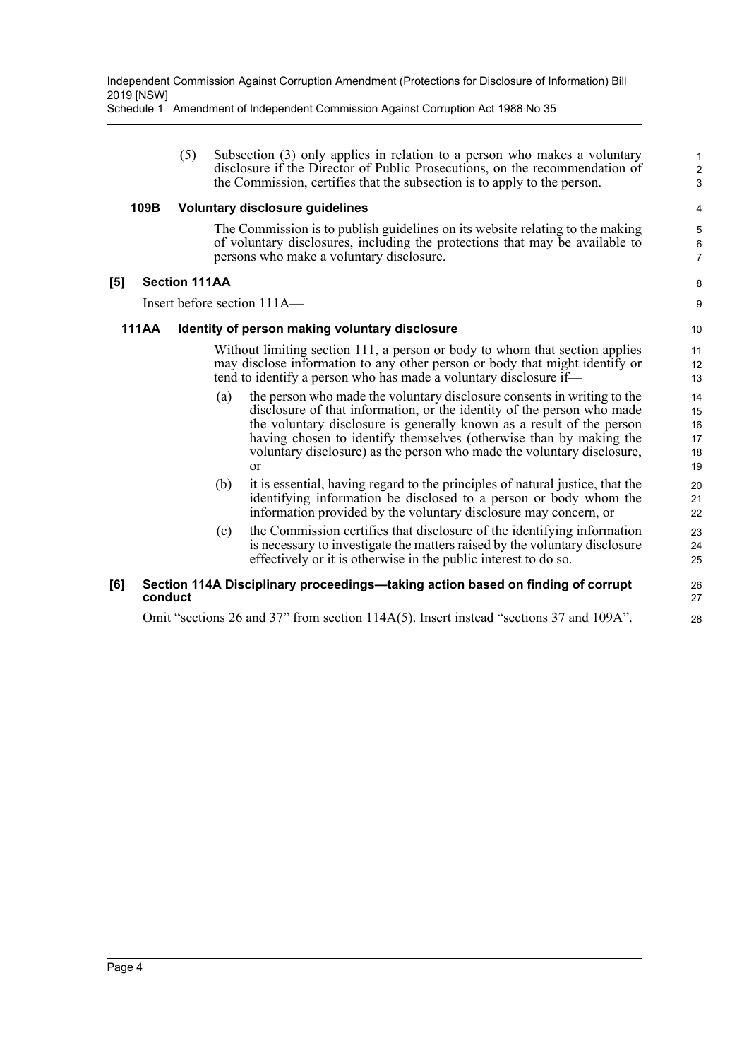(5) Subsection (3) only applies in relation to a person who makes a voluntary disclosure if the Director of Public Prosecutions, on the recommendation of the Commission, certifies that the subsection is to apply to the person.

#### 109B Voluntary disclosure guidelines

The Commission is to publish guidelines on its website relating to the making of voluntary disclosures, including the protections that may be available to persons who make a voluntary disclosure.

### [5] Section 111AA

Insert before section 111A—

#### 111AA Identity of person making voluntary disclosure

Without limiting section 111, a person or body to whom that section applies may disclose information to any other person or body that might identify or tend to identify a person who has made a voluntary disclosure if—

(a) the person who made the voluntary disclosure consents in writing to the disclosure of that information, or the identity of the person who made the voluntary disclosure is generally known as a result of the person having chosen to identify themselves (otherwise than by making the voluntary disclosure) as the person who made the voluntary disclosure, or

(b) it is essential, having regard to the principles of natural justice, that the identifying information be disclosed to a person or body whom the information provided by the voluntary disclosure may concern, or

(c) the Commission certifies that disclosure of the identifying information is necessary to investigate the matters raised by the voluntary disclosure effectively or it is otherwise in the public interest to do so.

### [6] Section 114A Disciplinary proceedings—taking action based on finding of corrupt conduct

Omit "sections 26 and 37" from section 114A(5). Insert instead "sections 37 and 109A".